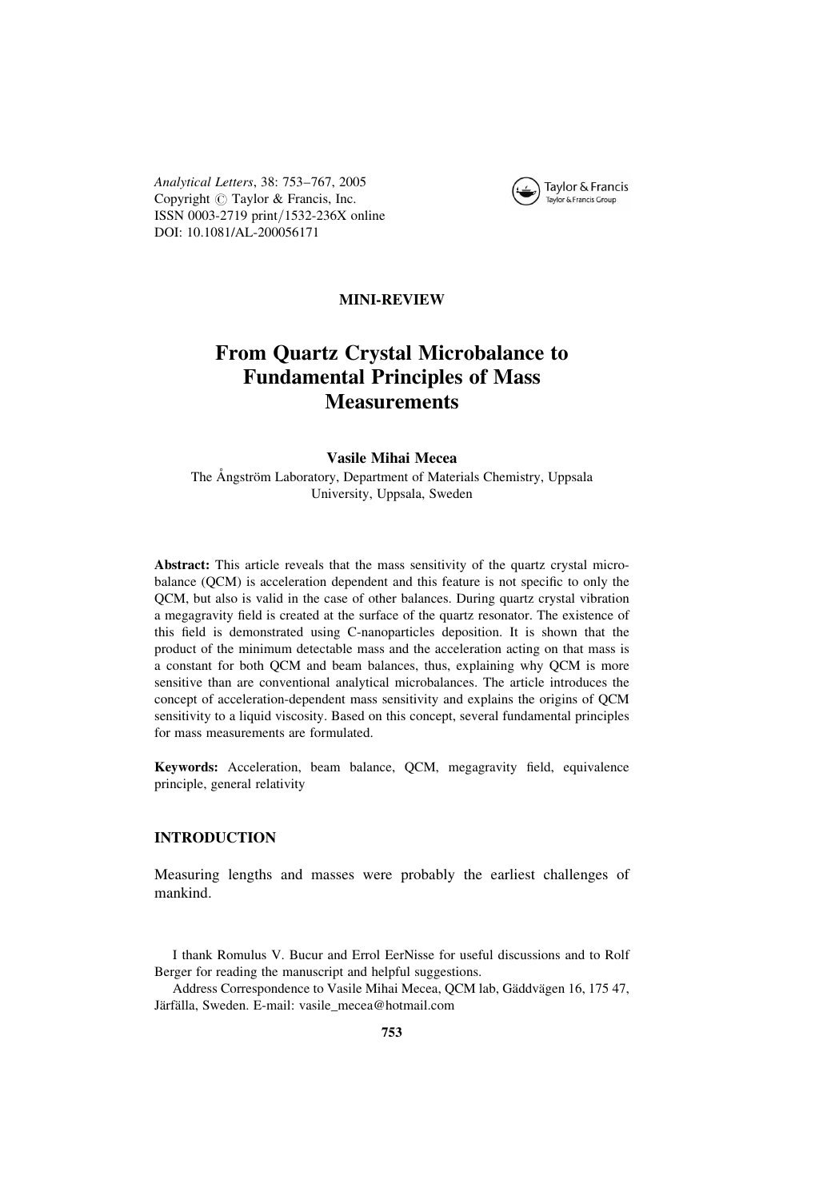MINI-REVIEW

# From Quartz Crystal Microbalance to Fundamental Principles of Mass Measurements

**Vasile Mihai Mecea**

The Ångström Laboratory, Department of Materials Chemistry, Uppsala University, Uppsala, Sweden

**Abstract:** This article reveals that the mass sensitivity of the quartz crystal microbalance (QCM) is acceleration dependent and this feature is not specific to only the QCM, but also is valid in the case of other balances. During quartz crystal vibration a megagravity field is created at the surface of the quartz resonator. The existence of this field is demonstrated using C-nanoparticles deposition. It is shown that the product of the minimum detectable mass and the acceleration acting on that mass is a constant for both QCM and beam balances, thus, explaining why QCM is more sensitive than are conventional analytical microbalances. The article introduces the concept of acceleration-dependent mass sensitivity and explains the origins of QCM sensitivity to a liquid viscosity. Based on this concept, several fundamental principles for mass measurements are formulated.

**Keywords:** Acceleration, beam balance, QCM, megagravity field, equivalence principle, general relativity

## INTRODUCTION

Measuring lengths and masses were probably the earliest challenges of mankind.

I thank Romulus V. Bucur and Errol EerNisse for useful discussions and to Rolf Berger for reading the manuscript and helpful suggestions.

Address Correspondence to Vasile Mihai Mecea, QCM lab, Gäddvägen 16, 175 47, Järfälla, Sweden. E-mail: vasile_mecea@hotmail.com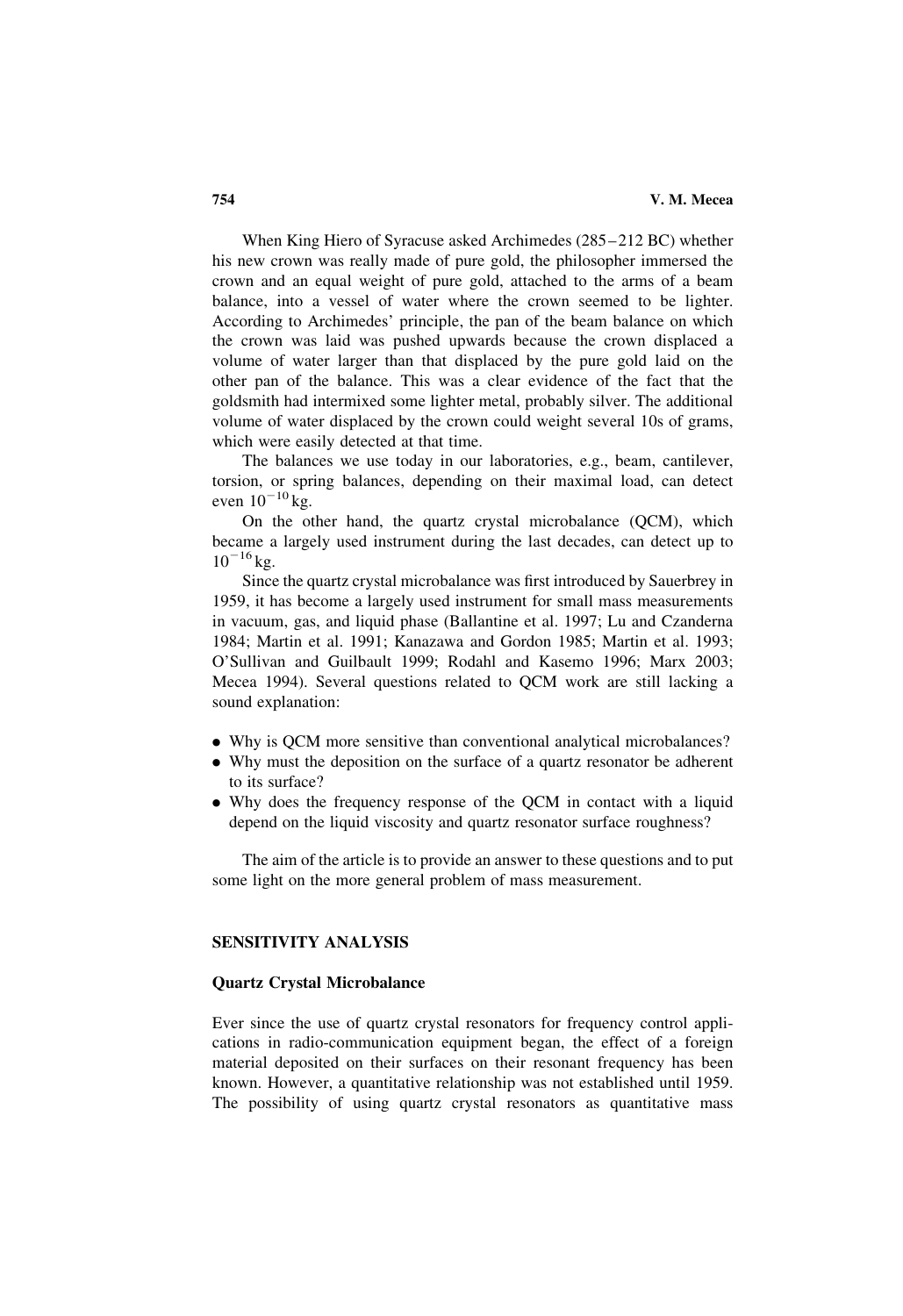When King Hiero of Syracuse asked Archimedes (285–212 BC) whether his new crown was really made of pure gold, the philosopher immersed the crown and an equal weight of pure gold, attached to the arms of a beam balance, into a vessel of water where the crown seemed to be lighter. According to Archimedes' principle, the pan of the beam balance on which the crown was laid was pushed upwards because the crown displaced a volume of water larger than that displaced by the pure gold laid on the other pan of the balance. This was a clear evidence of the fact that the goldsmith had intermixed some lighter metal, probably silver. The additional volume of water displaced by the crown could weight several 10s of grams, which were easily detected at that time.

The balances we use today in our laboratories, e.g., beam, cantilever, torsion, or spring balances, depending on their maximal load, can detect even $10^{-10}$ kg.

On the other hand, the quartz crystal microbalance (QCM), which became a largely used instrument during the last decades, can detect up to $10^{-16}$ kg.

Since the quartz crystal microbalance was first introduced by Sauerbrey in 1959, it has become a largely used instrument for small mass measurements in vacuum, gas, and liquid phase (Ballantine et al. 1997; Lu and Czanderna 1984; Martin et al. 1991; Kanazawa and Gordon 1985; Martin et al. 1993; O'Sullivan and Guilbault 1999; Rodahl and Kasemo 1996; Marx 2003; Mecea 1994). Several questions related to QCM work are still lacking a sound explanation:

- Why is QCM more sensitive than conventional analytical microbalances?
- Why must the deposition on the surface of a quartz resonator be adherent to its surface?
- Why does the frequency response of the QCM in contact with a liquid depend on the liquid viscosity and quartz resonator surface roughness?

The aim of the article is to provide an answer to these questions and to put some light on the more general problem of mass measurement.

## SENSITIVITY ANALYSIS

### Quartz Crystal Microbalance

Ever since the use of quartz crystal resonators for frequency control applications in radio-communication equipment began, the effect of a foreign material deposited on their surfaces on their resonant frequency has been known. However, a quantitative relationship was not established until 1959. The possibility of using quartz crystal resonators as quantitative mass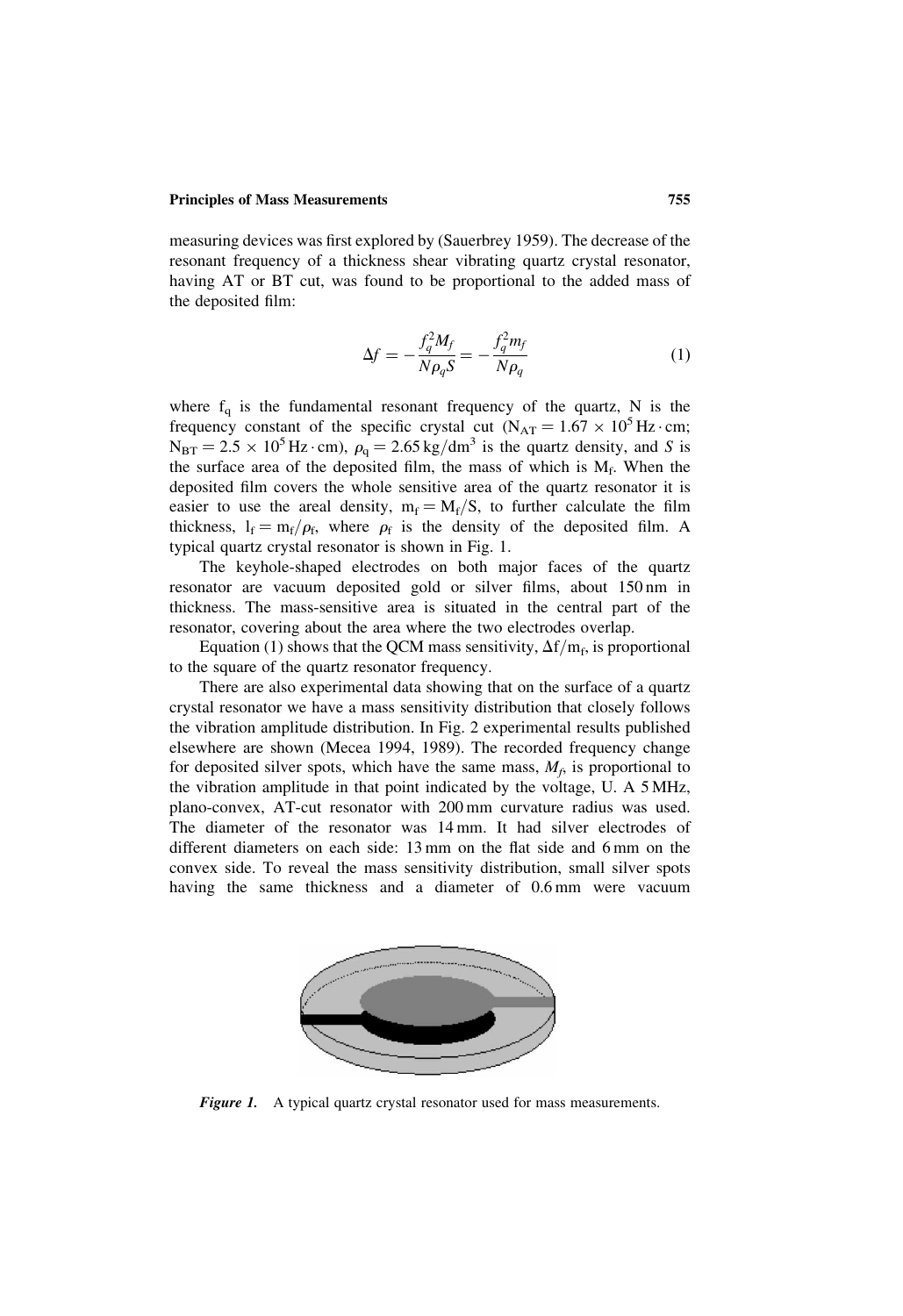measuring devices was first explored by (Sauerbrey 1959). The decrease of the resonant frequency of a thickness shear vibrating quartz crystal resonator, having AT or BT cut, was found to be proportional to the added mass of the deposited film:

$$\Delta f = -\frac{f_q^2 M_f}{N \rho_q S} = -\frac{f_q^2 m_f}{N \rho_q} \tag{1}$$

where $f_q$ is the fundamental resonant frequency of the quartz, N is the frequency constant of the specific crystal cut ($N_{AT} = 1.67 \times 10^5\,\text{Hz} \cdot \text{cm}$; $N_{BT} = 2.5 \times 10^5\,\text{Hz} \cdot \text{cm}$), $\rho_q = 2.65\,\text{kg/dm}^3$ is the quartz density, and $S$ is the surface area of the deposited film, the mass of which is $M_f$. When the deposited film covers the whole sensitive area of the quartz resonator it is easier to use the areal density, $m_f = M_f/S$, to further calculate the film thickness, $l_f = m_f/\rho_f$, where $\rho_f$ is the density of the deposited film. A typical quartz crystal resonator is shown in Fig. 1.

The keyhole-shaped electrodes on both major faces of the quartz resonator are vacuum deposited gold or silver films, about 150 nm in thickness. The mass-sensitive area is situated in the central part of the resonator, covering about the area where the two electrodes overlap.

Equation (1) shows that the QCM mass sensitivity, $\Delta f/m_f$, is proportional to the square of the quartz resonator frequency.

There are also experimental data showing that on the surface of a quartz crystal resonator we have a mass sensitivity distribution that closely follows the vibration amplitude distribution. In Fig. 2 experimental results published elsewhere are shown (Mecea 1994, 1989). The recorded frequency change for deposited silver spots, which have the same mass, $M_f$, is proportional to the vibration amplitude in that point indicated by the voltage, U. A 5 MHz, plano-convex, AT-cut resonator with 200 mm curvature radius was used. The diameter of the resonator was 14 mm. It had silver electrodes of different diameters on each side: 13 mm on the flat side and 6 mm on the convex side. To reveal the mass sensitivity distribution, small silver spots having the same thickness and a diameter of 0.6 mm were vacuum

***Figure 1.*** A typical quartz crystal resonator used for mass measurements.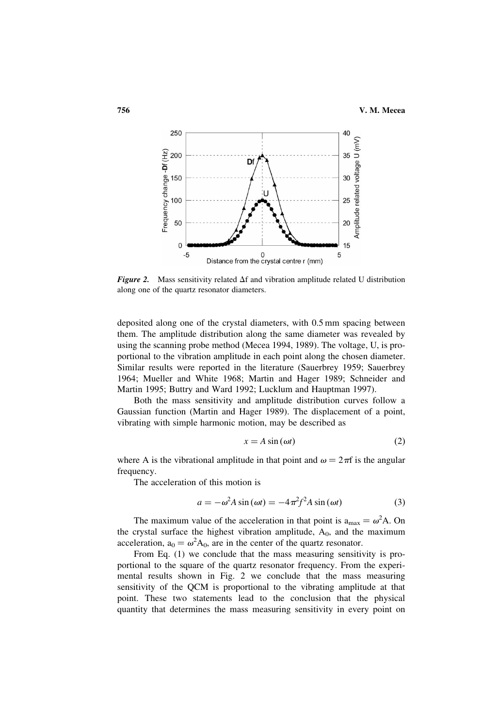*Figure 2.* Mass sensitivity related Δf and vibration amplitude related U distribution along one of the quartz resonator diameters.

deposited along one of the crystal diameters, with 0.5 mm spacing between them. The amplitude distribution along the same diameter was revealed by using the scanning probe method (Mecea 1994, 1989). The voltage, U, is proportional to the vibration amplitude in each point along the chosen diameter. Similar results were reported in the literature (Sauerbrey 1959; Sauerbrey 1964; Mueller and White 1968; Martin and Hager 1989; Schneider and Martin 1995; Buttry and Ward 1992; Lucklum and Hauptman 1997).

Both the mass sensitivity and amplitude distribution curves follow a Gaussian function (Martin and Hager 1989). The displacement of a point, vibrating with simple harmonic motion, may be described as

$$x = A \sin(\omega t) \tag{2}$$

where A is the vibrational amplitude in that point and $\omega = 2\pi f$ is the angular frequency.

The acceleration of this motion is

$$a = -\omega^2 A \sin(\omega t) = -4\pi^2 f^2 A \sin(\omega t) \tag{3}$$

The maximum value of the acceleration in that point is $a_{max} = \omega^2 A$. On the crystal surface the highest vibration amplitude, $A_0$, and the maximum acceleration, $a_0 = \omega^2 A_0$, are in the center of the quartz resonator.

From Eq. (1) we conclude that the mass measuring sensitivity is proportional to the square of the quartz resonator frequency. From the experimental results shown in Fig. 2 we conclude that the mass measuring sensitivity of the QCM is proportional to the vibrating amplitude at that point. These two statements lead to the conclusion that the physical quantity that determines the mass measuring sensitivity in every point on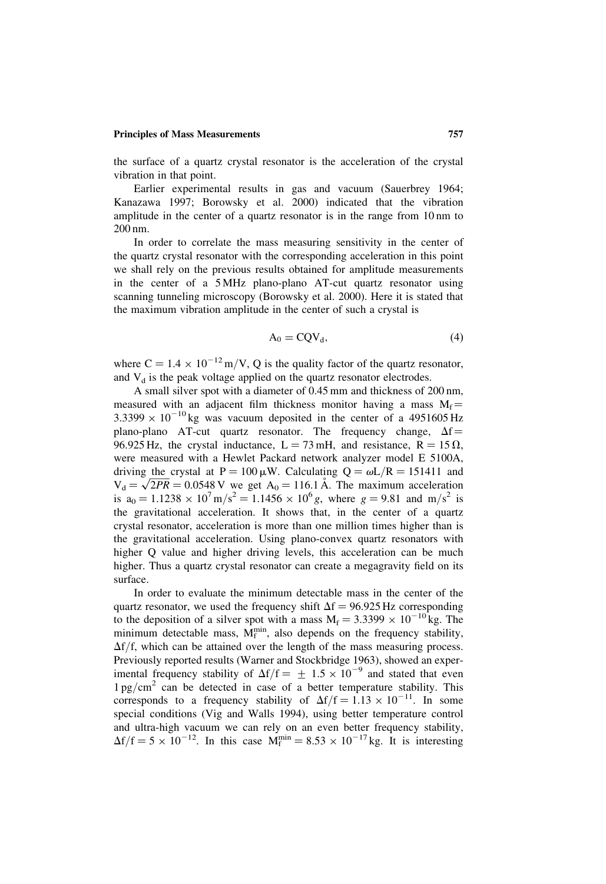the surface of a quartz crystal resonator is the acceleration of the crystal vibration in that point.

Earlier experimental results in gas and vacuum (Sauerbrey 1964; Kanazawa 1997; Borowsky et al. 2000) indicated that the vibration amplitude in the center of a quartz resonator is in the range from 10 nm to 200 nm.

In order to correlate the mass measuring sensitivity in the center of the quartz crystal resonator with the corresponding acceleration in this point we shall rely on the previous results obtained for amplitude measurements in the center of a 5 MHz plano-plano AT-cut quartz resonator using scanning tunneling microscopy (Borowsky et al. 2000). Here it is stated that the maximum vibration amplitude in the center of such a crystal is

$$A_0 = CQV_d, \tag{4}$$

where $C = 1.4 \times 10^{-12}\,\text{m/V}$, Q is the quality factor of the quartz resonator, and $V_d$ is the peak voltage applied on the quartz resonator electrodes.

A small silver spot with a diameter of 0.45 mm and thickness of 200 nm, measured with an adjacent film thickness monitor having a mass $M_f = 3.3399 \times 10^{-10}\,\text{kg}$ was vacuum deposited in the center of a 4951605 Hz plano-plano AT-cut quartz resonator. The frequency change, $\Delta f = 96.925\,\text{Hz}$, the crystal inductance, $L = 73\,\text{mH}$, and resistance, $R = 15\,\Omega$, were measured with a Hewlet Packard network analyzer model E 5100A, driving the crystal at $P = 100\,\mu\text{W}$. Calculating $Q = \omega L/R = 151411$ and $V_d = \sqrt{2PR} = 0.0548\,\text{V}$ we get $A_0 = 116.1\,\text{Å}$. The maximum acceleration is $a_0 = 1.1238 \times 10^7\,\text{m/s}^2 = 1.1456 \times 10^6\,g$, where $g = 9.81$ and $\text{m/s}^2$ is the gravitational acceleration. It shows that, in the center of a quartz crystal resonator, acceleration is more than one million times higher than is the gravitational acceleration. Using plano-convex quartz resonators with higher Q value and higher driving levels, this acceleration can be much higher. Thus a quartz crystal resonator can create a megagravity field on its surface.

In order to evaluate the minimum detectable mass in the center of the quartz resonator, we used the frequency shift $\Delta f = 96.925\,\text{Hz}$ corresponding to the deposition of a silver spot with a mass $M_f = 3.3399 \times 10^{-10}\,\text{kg}$. The minimum detectable mass, $M_f^{min}$, also depends on the frequency stability, $\Delta f/f$, which can be attained over the length of the mass measuring process. Previously reported results (Warner and Stockbridge 1963), showed an experimental frequency stability of $\Delta f/f = \pm\ 1.5 \times 10^{-9}$ and stated that even $1\,\text{pg/cm}^2$ can be detected in case of a better temperature stability. This corresponds to a frequency stability of $\Delta f/f = 1.13 \times 10^{-11}$. In some special conditions (Vig and Walls 1994), using better temperature control and ultra-high vacuum we can rely on an even better frequency stability, $\Delta f/f = 5 \times 10^{-12}$. In this case $M_f^{min} = 8.53 \times 10^{-17}\,\text{kg}$. It is interesting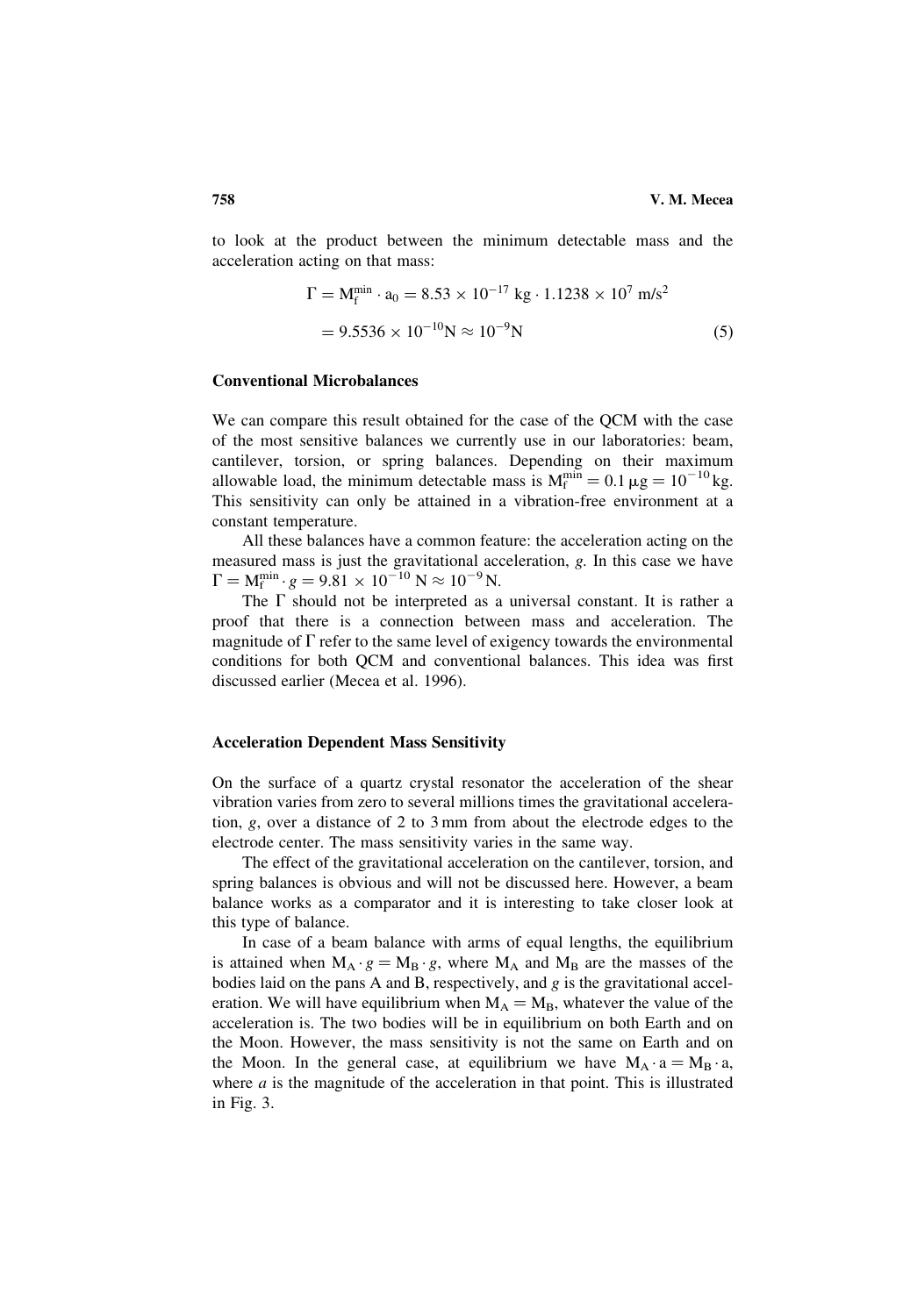to look at the product between the minimum detectable mass and the acceleration acting on that mass:

$$\Gamma = M_f^{min} \cdot a_0 = 8.53 \times 10^{-17}\ \text{kg} \cdot 1.1238 \times 10^7\ \text{m/s}^2$$
$$= 9.5536 \times 10^{-10}\text{N} \approx 10^{-9}\text{N} \tag{5}$$

### Conventional Microbalances

We can compare this result obtained for the case of the QCM with the case of the most sensitive balances we currently use in our laboratories: beam, cantilever, torsion, or spring balances. Depending on their maximum allowable load, the minimum detectable mass is $M_f^{min} = 0.1\ \mu g = 10^{-10}\ \text{kg}$. This sensitivity can only be attained in a vibration-free environment at a constant temperature.

All these balances have a common feature: the acceleration acting on the measured mass is just the gravitational acceleration, *g*. In this case we have $\Gamma = M_f^{min} \cdot g = 9.81 \times 10^{-10}\ \text{N} \approx 10^{-9}\ \text{N}$.

The $\Gamma$ should not be interpreted as a universal constant. It is rather a proof that there is a connection between mass and acceleration. The magnitude of $\Gamma$ refer to the same level of exigency towards the environmental conditions for both QCM and conventional balances. This idea was first discussed earlier (Mecea et al. 1996).

### Acceleration Dependent Mass Sensitivity

On the surface of a quartz crystal resonator the acceleration of the shear vibration varies from zero to several millions times the gravitational acceleration, *g*, over a distance of 2 to 3 mm from about the electrode edges to the electrode center. The mass sensitivity varies in the same way.

The effect of the gravitational acceleration on the cantilever, torsion, and spring balances is obvious and will not be discussed here. However, a beam balance works as a comparator and it is interesting to take closer look at this type of balance.

In case of a beam balance with arms of equal lengths, the equilibrium is attained when $M_A \cdot g = M_B \cdot g$, where $M_A$ and $M_B$ are the masses of the bodies laid on the pans A and B, respectively, and *g* is the gravitational acceleration. We will have equilibrium when $M_A = M_B$, whatever the value of the acceleration is. The two bodies will be in equilibrium on both Earth and on the Moon. However, the mass sensitivity is not the same on Earth and on the Moon. In the general case, at equilibrium we have $M_A \cdot a = M_B \cdot a$, where *a* is the magnitude of the acceleration in that point. This is illustrated in Fig. 3.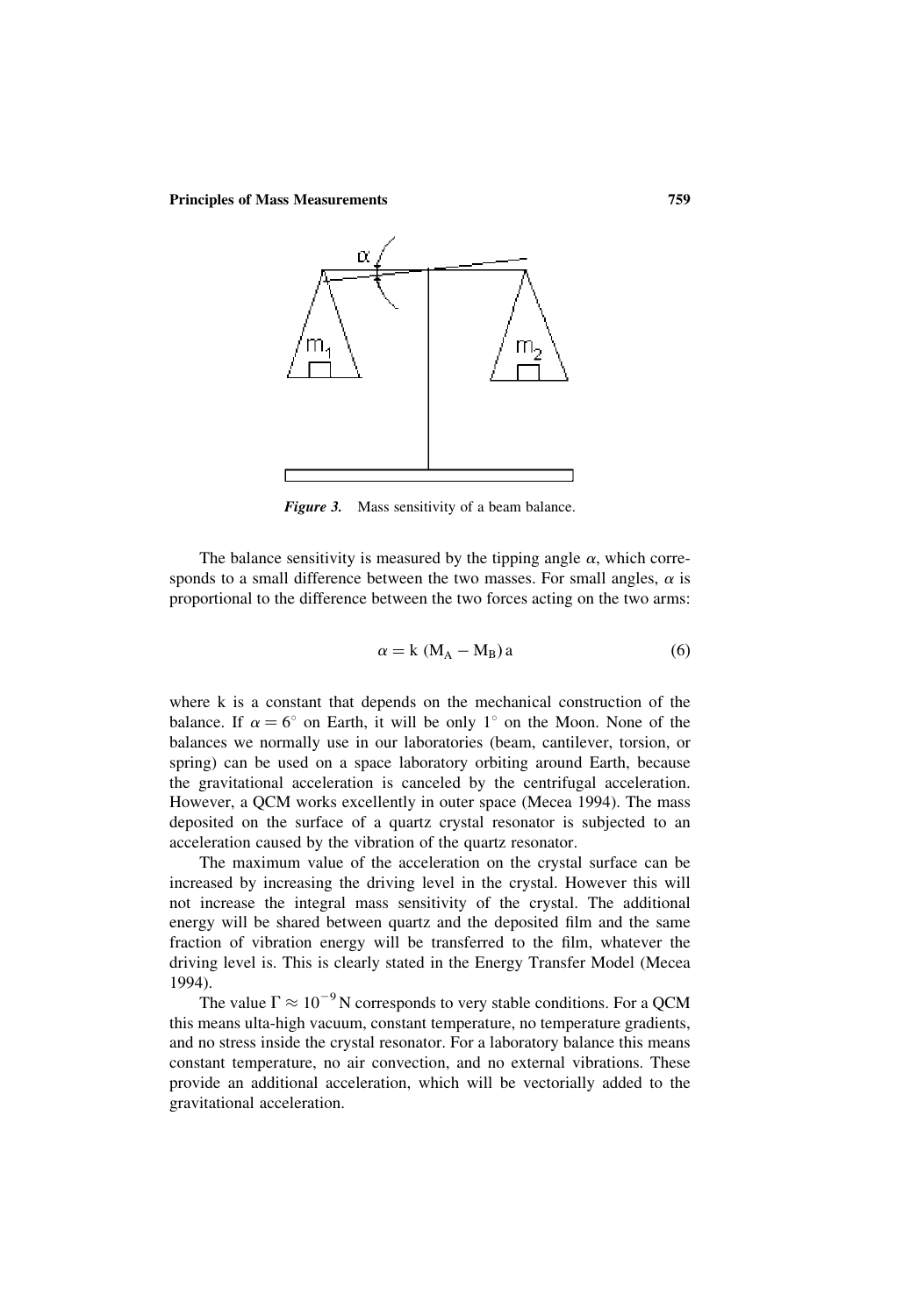*Figure 3.* Mass sensitivity of a beam balance.

The balance sensitivity is measured by the tipping angle $\alpha$, which corresponds to a small difference between the two masses. For small angles, $\alpha$ is proportional to the difference between the two forces acting on the two arms:

$$\alpha = k\,(M_A - M_B)\,a \tag{6}$$

where k is a constant that depends on the mechanical construction of the balance. If $\alpha = 6^\circ$ on Earth, it will be only $1^\circ$ on the Moon. None of the balances we normally use in our laboratories (beam, cantilever, torsion, or spring) can be used on a space laboratory orbiting around Earth, because the gravitational acceleration is canceled by the centrifugal acceleration. However, a QCM works excellently in outer space (Mecea 1994). The mass deposited on the surface of a quartz crystal resonator is subjected to an acceleration caused by the vibration of the quartz resonator.

The maximum value of the acceleration on the crystal surface can be increased by increasing the driving level in the crystal. However this will not increase the integral mass sensitivity of the crystal. The additional energy will be shared between quartz and the deposited film and the same fraction of vibration energy will be transferred to the film, whatever the driving level is. This is clearly stated in the Energy Transfer Model (Mecea 1994).

The value $\Gamma \approx 10^{-9}$ N corresponds to very stable conditions. For a QCM this means ulta-high vacuum, constant temperature, no temperature gradients, and no stress inside the crystal resonator. For a laboratory balance this means constant temperature, no air convection, and no external vibrations. These provide an additional acceleration, which will be vectorially added to the gravitational acceleration.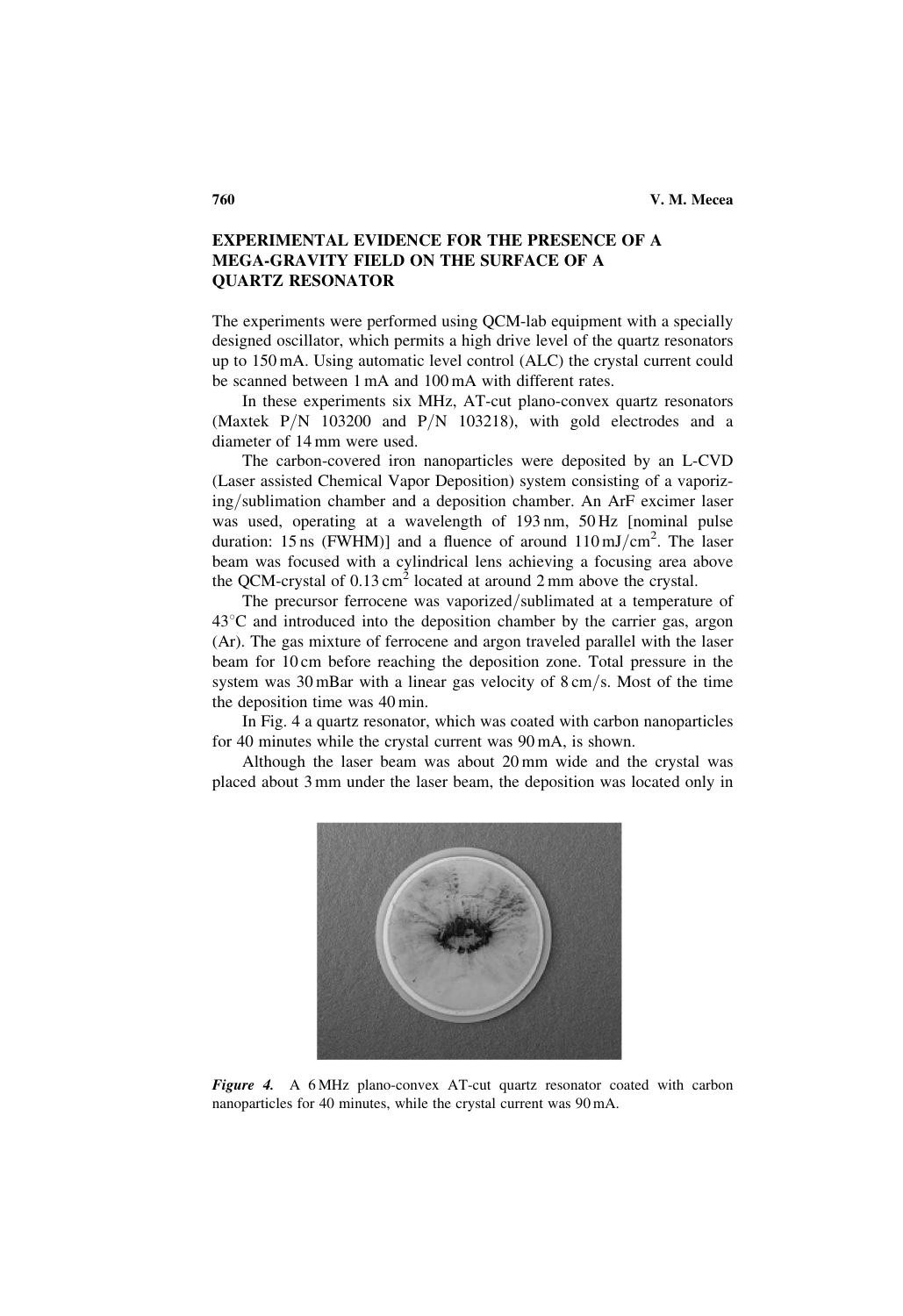## EXPERIMENTAL EVIDENCE FOR THE PRESENCE OF A MEGA-GRAVITY FIELD ON THE SURFACE OF A QUARTZ RESONATOR

The experiments were performed using QCM-lab equipment with a specially designed oscillator, which permits a high drive level of the quartz resonators up to 150 mA. Using automatic level control (ALC) the crystal current could be scanned between 1 mA and 100 mA with different rates.

In these experiments six MHz, AT-cut plano-convex quartz resonators (Maxtek P/N 103200 and P/N 103218), with gold electrodes and a diameter of 14 mm were used.

The carbon-covered iron nanoparticles were deposited by an L-CVD (Laser assisted Chemical Vapor Deposition) system consisting of a vaporizing/sublimation chamber and a deposition chamber. An ArF excimer laser was used, operating at a wavelength of 193 nm, 50 Hz [nominal pulse duration: 15 ns (FWHM)] and a fluence of around 110 mJ/cm$^2$. The laser beam was focused with a cylindrical lens achieving a focusing area above the QCM-crystal of 0.13 cm$^2$ located at around 2 mm above the crystal.

The precursor ferrocene was vaporized/sublimated at a temperature of 43°C and introduced into the deposition chamber by the carrier gas, argon (Ar). The gas mixture of ferrocene and argon traveled parallel with the laser beam for 10 cm before reaching the deposition zone. Total pressure in the system was 30 mBar with a linear gas velocity of 8 cm/s. Most of the time the deposition time was 40 min.

In Fig. 4 a quartz resonator, which was coated with carbon nanoparticles for 40 minutes while the crystal current was 90 mA, is shown.

Although the laser beam was about 20 mm wide and the crystal was placed about 3 mm under the laser beam, the deposition was located only in

*Figure 4.* A 6 MHz plano-convex AT-cut quartz resonator coated with carbon nanoparticles for 40 minutes, while the crystal current was 90 mA.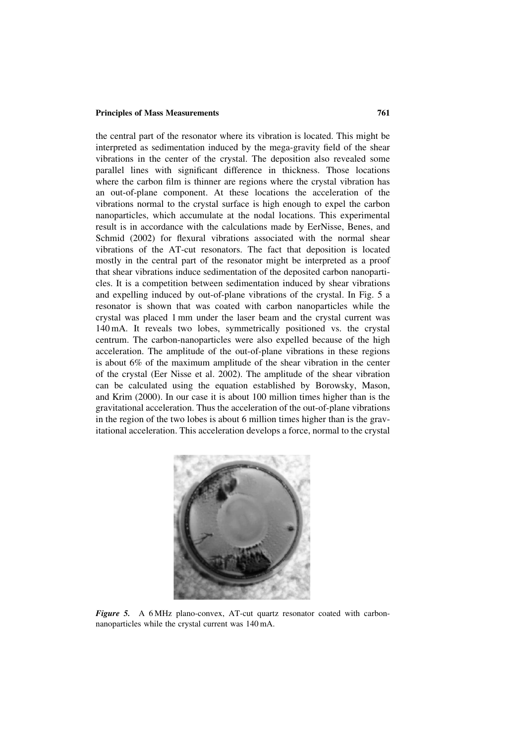the central part of the resonator where its vibration is located. This might be interpreted as sedimentation induced by the mega-gravity field of the shear vibrations in the center of the crystal. The deposition also revealed some parallel lines with significant difference in thickness. Those locations where the carbon film is thinner are regions where the crystal vibration has an out-of-plane component. At these locations the acceleration of the vibrations normal to the crystal surface is high enough to expel the carbon nanoparticles, which accumulate at the nodal locations. This experimental result is in accordance with the calculations made by EerNisse, Benes, and Schmid (2002) for flexural vibrations associated with the normal shear vibrations of the AT-cut resonators. The fact that deposition is located mostly in the central part of the resonator might be interpreted as a proof that shear vibrations induce sedimentation of the deposited carbon nanoparticles. It is a competition between sedimentation induced by shear vibrations and expelling induced by out-of-plane vibrations of the crystal. In Fig. 5 a resonator is shown that was coated with carbon nanoparticles while the crystal was placed 1 mm under the laser beam and the crystal current was 140 mA. It reveals two lobes, symmetrically positioned vs. the crystal centrum. The carbon-nanoparticles were also expelled because of the high acceleration. The amplitude of the out-of-plane vibrations in these regions is about 6% of the maximum amplitude of the shear vibration in the center of the crystal (Eer Nisse et al. 2002). The amplitude of the shear vibration can be calculated using the equation established by Borowsky, Mason, and Krim (2000). In our case it is about 100 million times higher than is the gravitational acceleration. Thus the acceleration of the out-of-plane vibrations in the region of the two lobes is about 6 million times higher than is the gravitational acceleration. This acceleration develops a force, normal to the crystal

***Figure 5.*** A 6 MHz plano-convex, AT-cut quartz resonator coated with carbon-nanoparticles while the crystal current was 140 mA.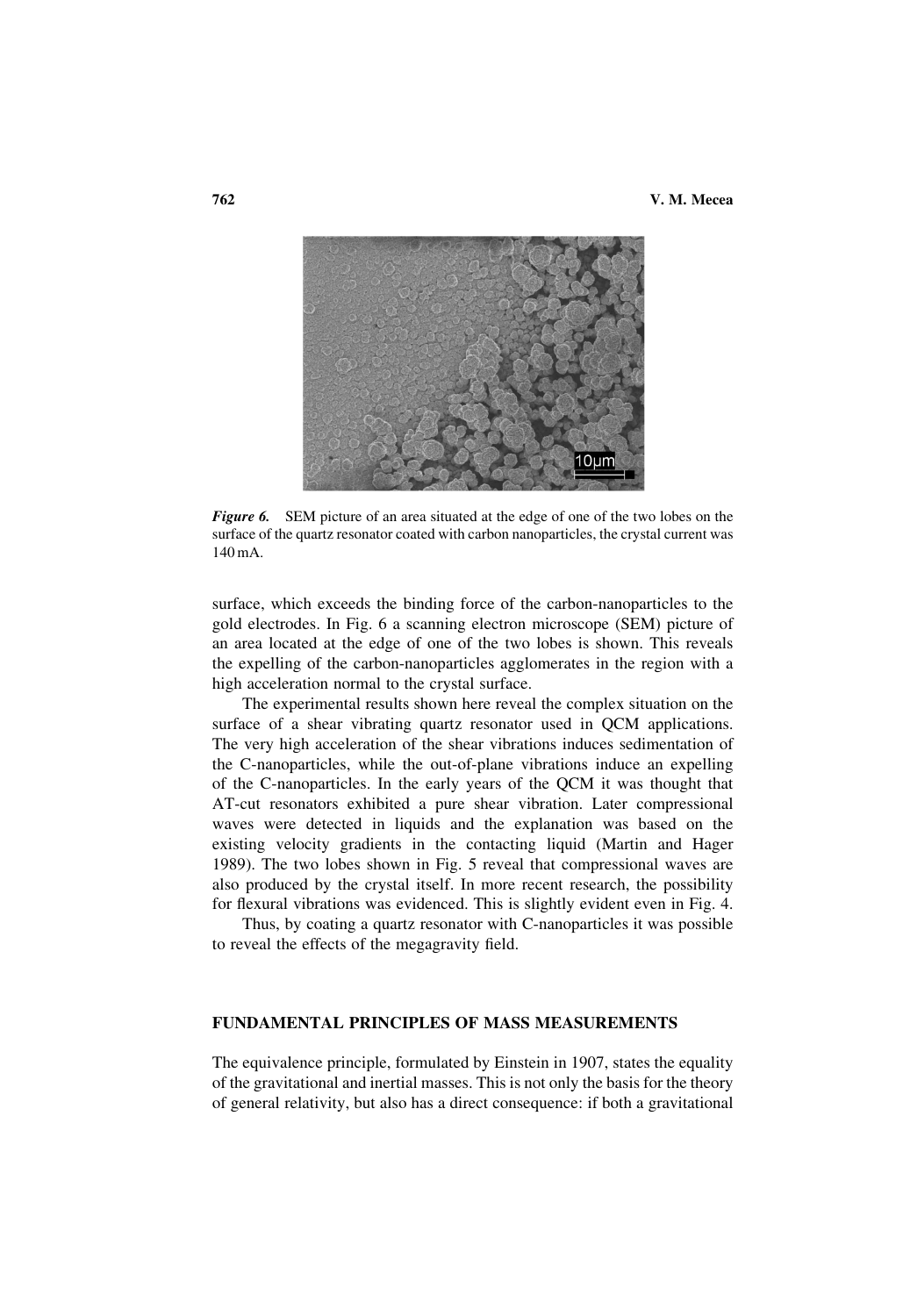*Figure 6.* SEM picture of an area situated at the edge of one of the two lobes on the surface of the quartz resonator coated with carbon nanoparticles, the crystal current was 140 mA.

surface, which exceeds the binding force of the carbon-nanoparticles to the gold electrodes. In Fig. 6 a scanning electron microscope (SEM) picture of an area located at the edge of one of the two lobes is shown. This reveals the expelling of the carbon-nanoparticles agglomerates in the region with a high acceleration normal to the crystal surface.

The experimental results shown here reveal the complex situation on the surface of a shear vibrating quartz resonator used in QCM applications. The very high acceleration of the shear vibrations induces sedimentation of the C-nanoparticles, while the out-of-plane vibrations induce an expelling of the C-nanoparticles. In the early years of the QCM it was thought that AT-cut resonators exhibited a pure shear vibration. Later compressional waves were detected in liquids and the explanation was based on the existing velocity gradients in the contacting liquid (Martin and Hager 1989). The two lobes shown in Fig. 5 reveal that compressional waves are also produced by the crystal itself. In more recent research, the possibility for flexural vibrations was evidenced. This is slightly evident even in Fig. 4.

Thus, by coating a quartz resonator with C-nanoparticles it was possible to reveal the effects of the megagravity field.

## FUNDAMENTAL PRINCIPLES OF MASS MEASUREMENTS

The equivalence principle, formulated by Einstein in 1907, states the equality of the gravitational and inertial masses. This is not only the basis for the theory of general relativity, but also has a direct consequence: if both a gravitational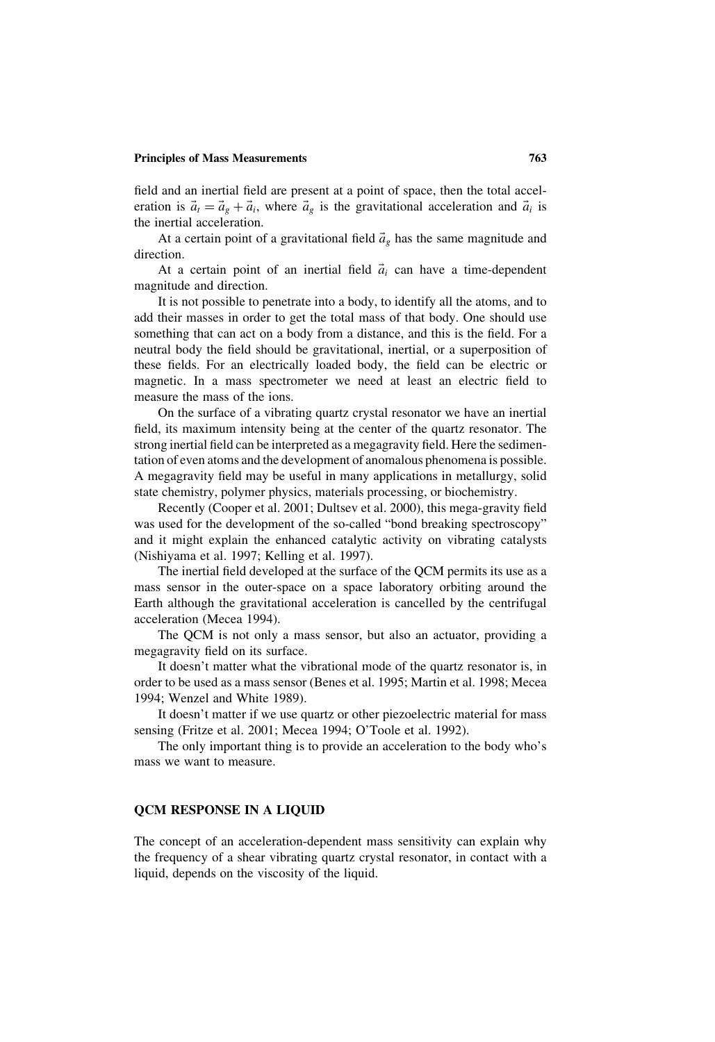field and an inertial field are present at a point of space, then the total acceleration is $\vec{a}_t = \vec{a}_g + \vec{a}_i$, where $\vec{a}_g$ is the gravitational acceleration and $\vec{a}_i$ is the inertial acceleration.

At a certain point of a gravitational field $\vec{a}_g$ has the same magnitude and direction.

At a certain point of an inertial field $\vec{a}_i$ can have a time-dependent magnitude and direction.

It is not possible to penetrate into a body, to identify all the atoms, and to add their masses in order to get the total mass of that body. One should use something that can act on a body from a distance, and this is the field. For a neutral body the field should be gravitational, inertial, or a superposition of these fields. For an electrically loaded body, the field can be electric or magnetic. In a mass spectrometer we need at least an electric field to measure the mass of the ions.

On the surface of a vibrating quartz crystal resonator we have an inertial field, its maximum intensity being at the center of the quartz resonator. The strong inertial field can be interpreted as a megagravity field. Here the sedimentation of even atoms and the development of anomalous phenomena is possible. A megagravity field may be useful in many applications in metallurgy, solid state chemistry, polymer physics, materials processing, or biochemistry.

Recently (Cooper et al. 2001; Dultsev et al. 2000), this mega-gravity field was used for the development of the so-called "bond breaking spectroscopy" and it might explain the enhanced catalytic activity on vibrating catalysts (Nishiyama et al. 1997; Kelling et al. 1997).

The inertial field developed at the surface of the QCM permits its use as a mass sensor in the outer-space on a space laboratory orbiting around the Earth although the gravitational acceleration is cancelled by the centrifugal acceleration (Mecea 1994).

The QCM is not only a mass sensor, but also an actuator, providing a megagravity field on its surface.

It doesn't matter what the vibrational mode of the quartz resonator is, in order to be used as a mass sensor (Benes et al. 1995; Martin et al. 1998; Mecea 1994; Wenzel and White 1989).

It doesn't matter if we use quartz or other piezoelectric material for mass sensing (Fritze et al. 2001; Mecea 1994; O'Toole et al. 1992).

The only important thing is to provide an acceleration to the body who's mass we want to measure.

## QCM RESPONSE IN A LIQUID

The concept of an acceleration-dependent mass sensitivity can explain why the frequency of a shear vibrating quartz crystal resonator, in contact with a liquid, depends on the viscosity of the liquid.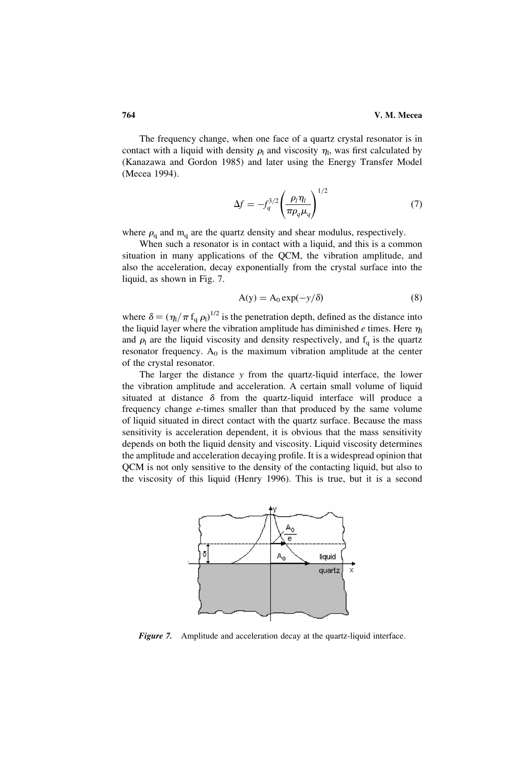The frequency change, when one face of a quartz crystal resonator is in contact with a liquid with density $\rho_l$ and viscosity $\eta_l$, was first calculated by (Kanazawa and Gordon 1985) and later using the Energy Transfer Model (Mecea 1994).

$$\Delta f = -f_q^{3/2}\left(\frac{\rho_l \eta_l}{\pi \rho_q \mu_q}\right)^{1/2} \tag{7}$$

where $\rho_q$ and $m_q$ are the quartz density and shear modulus, respectively.

When such a resonator is in contact with a liquid, and this is a common situation in many applications of the QCM, the vibration amplitude, and also the acceleration, decay exponentially from the crystal surface into the liquid, as shown in Fig. 7.

$$A(y) = A_0 \exp(-y/\delta) \tag{8}$$

where $\delta = (\eta_l/\pi f_q \rho_l)^{1/2}$ is the penetration depth, defined as the distance into the liquid layer where the vibration amplitude has diminished $e$ times. Here $\eta_l$ and $\rho_l$ are the liquid viscosity and density respectively, and $f_q$ is the quartz resonator frequency. $A_0$ is the maximum vibration amplitude at the center of the crystal resonator.

The larger the distance $y$ from the quartz-liquid interface, the lower the vibration amplitude and acceleration. A certain small volume of liquid situated at distance $\delta$ from the quartz-liquid interface will produce a frequency change $e$-times smaller than that produced by the same volume of liquid situated in direct contact with the quartz surface. Because the mass sensitivity is acceleration dependent, it is obvious that the mass sensitivity depends on both the liquid density and viscosity. Liquid viscosity determines the amplitude and acceleration decaying profile. It is a widespread opinion that QCM is not only sensitive to the density of the contacting liquid, but also to the viscosity of this liquid (Henry 1996). This is true, but it is a second

***Figure 7.*** Amplitude and acceleration decay at the quartz-liquid interface.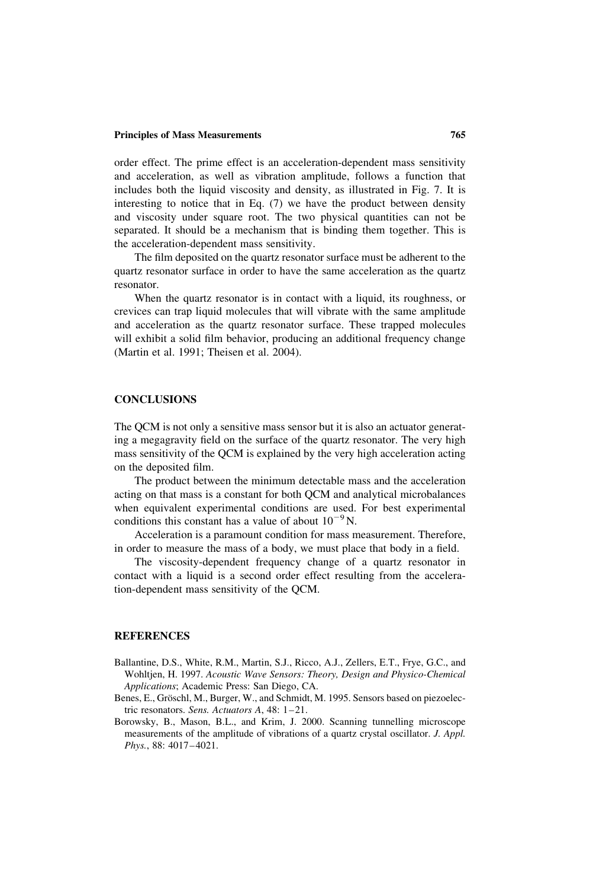order effect. The prime effect is an acceleration-dependent mass sensitivity and acceleration, as well as vibration amplitude, follows a function that includes both the liquid viscosity and density, as illustrated in Fig. 7. It is interesting to notice that in Eq. (7) we have the product between density and viscosity under square root. The two physical quantities can not be separated. It should be a mechanism that is binding them together. This is the acceleration-dependent mass sensitivity.

The film deposited on the quartz resonator surface must be adherent to the quartz resonator surface in order to have the same acceleration as the quartz resonator.

When the quartz resonator is in contact with a liquid, its roughness, or crevices can trap liquid molecules that will vibrate with the same amplitude and acceleration as the quartz resonator surface. These trapped molecules will exhibit a solid film behavior, producing an additional frequency change (Martin et al. 1991; Theisen et al. 2004).

## CONCLUSIONS

The QCM is not only a sensitive mass sensor but it is also an actuator generating a megagravity field on the surface of the quartz resonator. The very high mass sensitivity of the QCM is explained by the very high acceleration acting on the deposited film.

The product between the minimum detectable mass and the acceleration acting on that mass is a constant for both QCM and analytical microbalances when equivalent experimental conditions are used. For best experimental conditions this constant has a value of about $10^{-9}$ N.

Acceleration is a paramount condition for mass measurement. Therefore, in order to measure the mass of a body, we must place that body in a field.

The viscosity-dependent frequency change of a quartz resonator in contact with a liquid is a second order effect resulting from the acceleration-dependent mass sensitivity of the QCM.

## REFERENCES

Ballantine, D.S., White, R.M., Martin, S.J., Ricco, A.J., Zellers, E.T., Frye, G.C., and Wohltjen, H. 1997. *Acoustic Wave Sensors: Theory, Design and Physico-Chemical Applications*; Academic Press: San Diego, CA.

Benes, E., Gröschl, M., Burger, W., and Schmidt, M. 1995. Sensors based on piezoelectric resonators. *Sens. Actuators A*, 48: 1–21.

Borowsky, B., Mason, B.L., and Krim, J. 2000. Scanning tunnelling microscope measurements of the amplitude of vibrations of a quartz crystal oscillator. *J. Appl. Phys.*, 88: 4017–4021.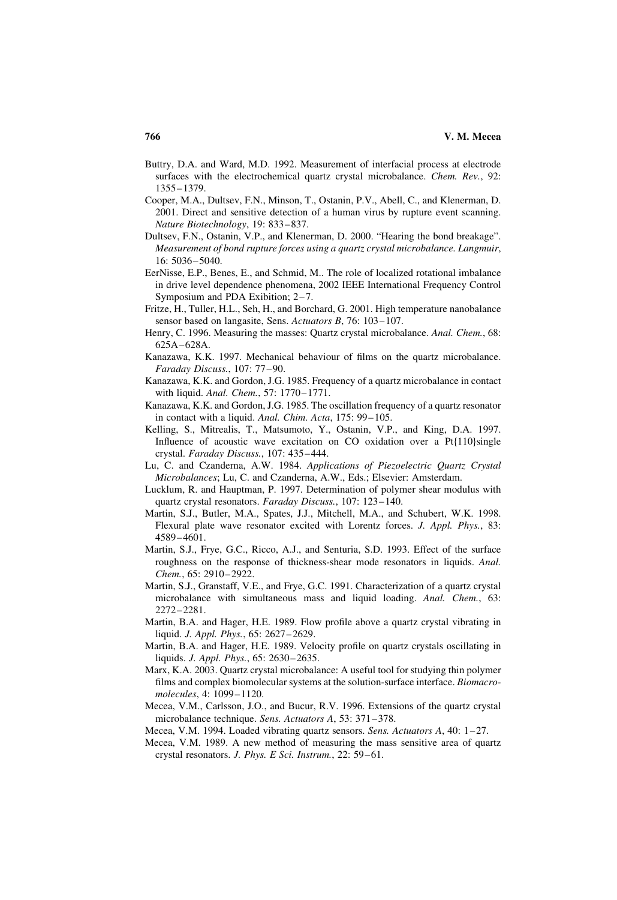Buttry, D.A. and Ward, M.D. 1992. Measurement of interfacial process at electrode surfaces with the electrochemical quartz crystal microbalance. *Chem. Rev.*, 92: 1355–1379.

Cooper, M.A., Dultsev, F.N., Minson, T., Ostanin, P.V., Abell, C., and Klenerman, D. 2001. Direct and sensitive detection of a human virus by rupture event scanning. *Nature Biotechnology*, 19: 833–837.

Dultsev, F.N., Ostanin, V.P., and Klenerman, D. 2000. "Hearing the bond breakage". *Measurement of bond rupture forces using a quartz crystal microbalance. Langmuir*, 16: 5036–5040.

EerNisse, E.P., Benes, E., and Schmid, M.. The role of localized rotational imbalance in drive level dependence phenomena, 2002 IEEE International Frequency Control Symposium and PDA Exibition; 2–7.

Fritze, H., Tuller, H.L., Seh, H., and Borchard, G. 2001. High temperature nanobalance sensor based on langasite, Sens. *Actuators B*, 76: 103–107.

Henry, C. 1996. Measuring the masses: Quartz crystal microbalance. *Anal. Chem.*, 68: 625A–628A.

Kanazawa, K.K. 1997. Mechanical behaviour of films on the quartz microbalance. *Faraday Discuss.*, 107: 77–90.

Kanazawa, K.K. and Gordon, J.G. 1985. Frequency of a quartz microbalance in contact with liquid. *Anal. Chem.*, 57: 1770–1771.

Kanazawa, K.K. and Gordon, J.G. 1985. The oscillation frequency of a quartz resonator in contact with a liquid. *Anal. Chim. Acta*, 175: 99–105.

Kelling, S., Mitrealis, T., Matsumoto, Y., Ostanin, V.P., and King, D.A. 1997. Influence of acoustic wave excitation on CO oxidation over a Pt{110}single crystal. *Faraday Discuss.*, 107: 435–444.

Lu, C. and Czanderna, A.W. 1984. *Applications of Piezoelectric Quartz Crystal Microbalances*; Lu, C. and Czanderna, A.W., Eds.; Elsevier: Amsterdam.

Lucklum, R. and Hauptman, P. 1997. Determination of polymer shear modulus with quartz crystal resonators. *Faraday Discuss.*, 107: 123–140.

Martin, S.J., Butler, M.A., Spates, J.J., Mitchell, M.A., and Schubert, W.K. 1998. Flexural plate wave resonator excited with Lorentz forces. *J. Appl. Phys.*, 83: 4589–4601.

Martin, S.J., Frye, G.C., Ricco, A.J., and Senturia, S.D. 1993. Effect of the surface roughness on the response of thickness-shear mode resonators in liquids. *Anal. Chem.*, 65: 2910–2922.

Martin, S.J., Granstaff, V.E., and Frye, G.C. 1991. Characterization of a quartz crystal microbalance with simultaneous mass and liquid loading. *Anal. Chem.*, 63: 2272–2281.

Martin, B.A. and Hager, H.E. 1989. Flow profile above a quartz crystal vibrating in liquid. *J. Appl. Phys.*, 65: 2627–2629.

Martin, B.A. and Hager, H.E. 1989. Velocity profile on quartz crystals oscillating in liquids. *J. Appl. Phys.*, 65: 2630–2635.

Marx, K.A. 2003. Quartz crystal microbalance: A useful tool for studying thin polymer films and complex biomolecular systems at the solution-surface interface. *Biomacromolecules*, 4: 1099–1120.

Mecea, V.M., Carlsson, J.O., and Bucur, R.V. 1996. Extensions of the quartz crystal microbalance technique. *Sens. Actuators A*, 53: 371–378.

Mecea, V.M. 1994. Loaded vibrating quartz sensors. *Sens. Actuators A*, 40: 1–27.

Mecea, V.M. 1989. A new method of measuring the mass sensitive area of quartz crystal resonators. *J. Phys. E Sci. Instrum.*, 22: 59–61.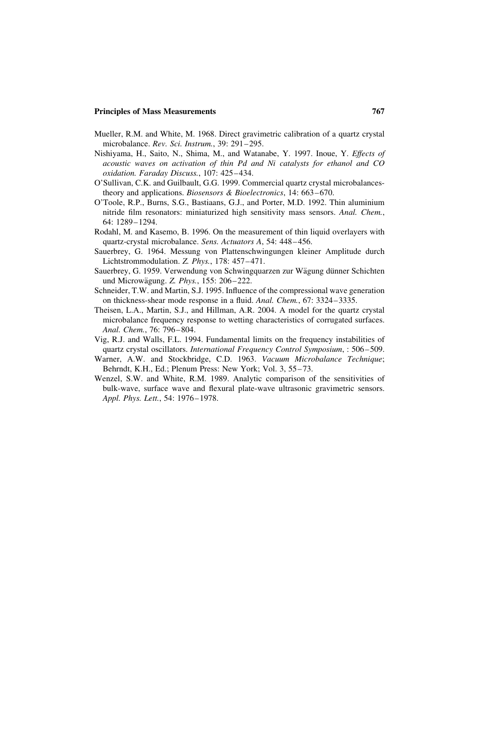Mueller, R.M. and White, M. 1968. Direct gravimetric calibration of a quartz crystal microbalance. *Rev. Sci. Instrum.*, 39: 291–295.

Nishiyama, H., Saito, N., Shima, M., and Watanabe, Y. 1997. Inoue, Y. *Effects of acoustic waves on activation of thin Pd and Ni catalysts for ethanol and CO oxidation. Faraday Discuss.*, 107: 425–434.

O'Sullivan, C.K. and Guilbault, G.G. 1999. Commercial quartz crystal microbalances-theory and applications. *Biosensors & Bioelectronics*, 14: 663–670.

O'Toole, R.P., Burns, S.G., Bastiaans, G.J., and Porter, M.D. 1992. Thin aluminium nitride film resonators: miniaturized high sensitivity mass sensors. *Anal. Chem.*, 64: 1289–1294.

Rodahl, M. and Kasemo, B. 1996. On the measurement of thin liquid overlayers with quartz-crystal microbalance. *Sens. Actuators A*, 54: 448–456.

Sauerbrey, G. 1964. Messung von Plattenschwingungen kleiner Amplitude durch Lichtstrommodulation. *Z. Phys.*, 178: 457–471.

Sauerbrey, G. 1959. Verwendung von Schwingquarzen zur Wägung dünner Schichten und Microwägung. *Z. Phys.*, 155: 206–222.

Schneider, T.W. and Martin, S.J. 1995. Influence of the compressional wave generation on thickness-shear mode response in a fluid. *Anal. Chem.*, 67: 3324–3335.

Theisen, L.A., Martin, S.J., and Hillman, A.R. 2004. A model for the quartz crystal microbalance frequency response to wetting characteristics of corrugated surfaces. *Anal. Chem.*, 76: 796–804.

Vig, R.J. and Walls, F.L. 1994. Fundamental limits on the frequency instabilities of quartz crystal oscillators. *International Frequency Control Symposium*, : 506–509.

Warner, A.W. and Stockbridge, C.D. 1963. *Vacuum Microbalance Technique*; Behrndt, K.H., Ed.; Plenum Press: New York; Vol. 3, 55–73.

Wenzel, S.W. and White, R.M. 1989. Analytic comparison of the sensitivities of bulk-wave, surface wave and flexural plate-wave ultrasonic gravimetric sensors. *Appl. Phys. Lett.*, 54: 1976–1978.